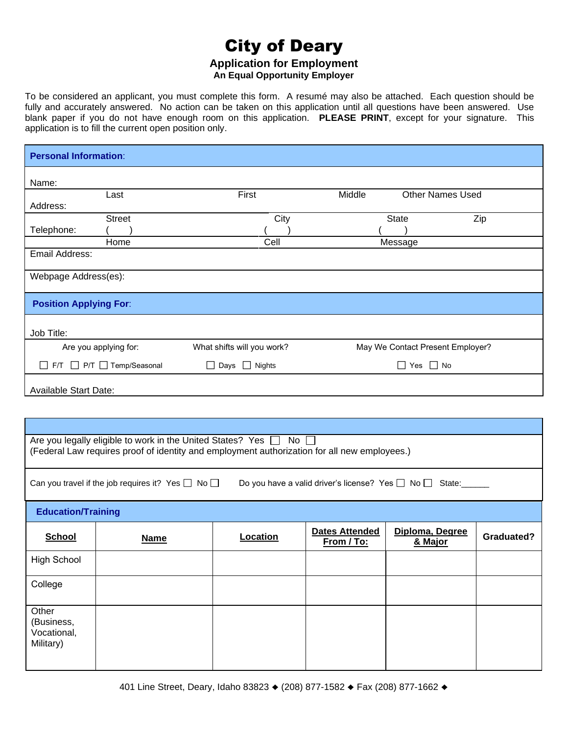# City of Deary

## Application for Employment

**An Equal Opportunity Employer**

To be considered an applicant, you must complete this form. A resumé may also be attached. Each question should be fully and accurately answered. No action can be taken on this application until all questions have been answered. Use blank paper if you do not have enough room on this application. **PLEASE PRINT**, except for your signature. This application is to fill the current open position only.

### Personal Information:

Name:

Last | First | Middle | Other Names Used

Address:

Street | City | State | Zip

Telephone: ( ) | ( ) | ( )

Home | Cell | Message

Email Address:

Webpage Address(es):

### Position Applying For:

Job Title:

| Are you applying for: | What shifts will you work? | May We Contact Present Employer? |
|---|---|---|
| ☐ F/T ☐ P/T ☐ Temp/Seasonal | ☐ Days ☐ Nights | ☐ Yes ☐ No |

Available Start Date:

Are you legally eligible to work in the United States? Yes ☐ No ☐
(Federal Law requires proof of identity and employment authorization for all new employees.)

Can you travel if the job requires it? Yes ☐ No ☐ Do you have a valid driver's license? Yes ☐ No ☐ State:______

### Education/Training

| School | Name | Location | Dates Attended From / To: | Diploma, Degree & Major | Graduated? |
|---|---|---|---|---|---|
| High School | | | | | |
| College | | | | | |
| Other (Business, Vocational, Military) | | | | | |

401 Line Street, Deary, Idaho 83823 ◆ (208) 877-1582 ◆ Fax (208) 877-1662 ◆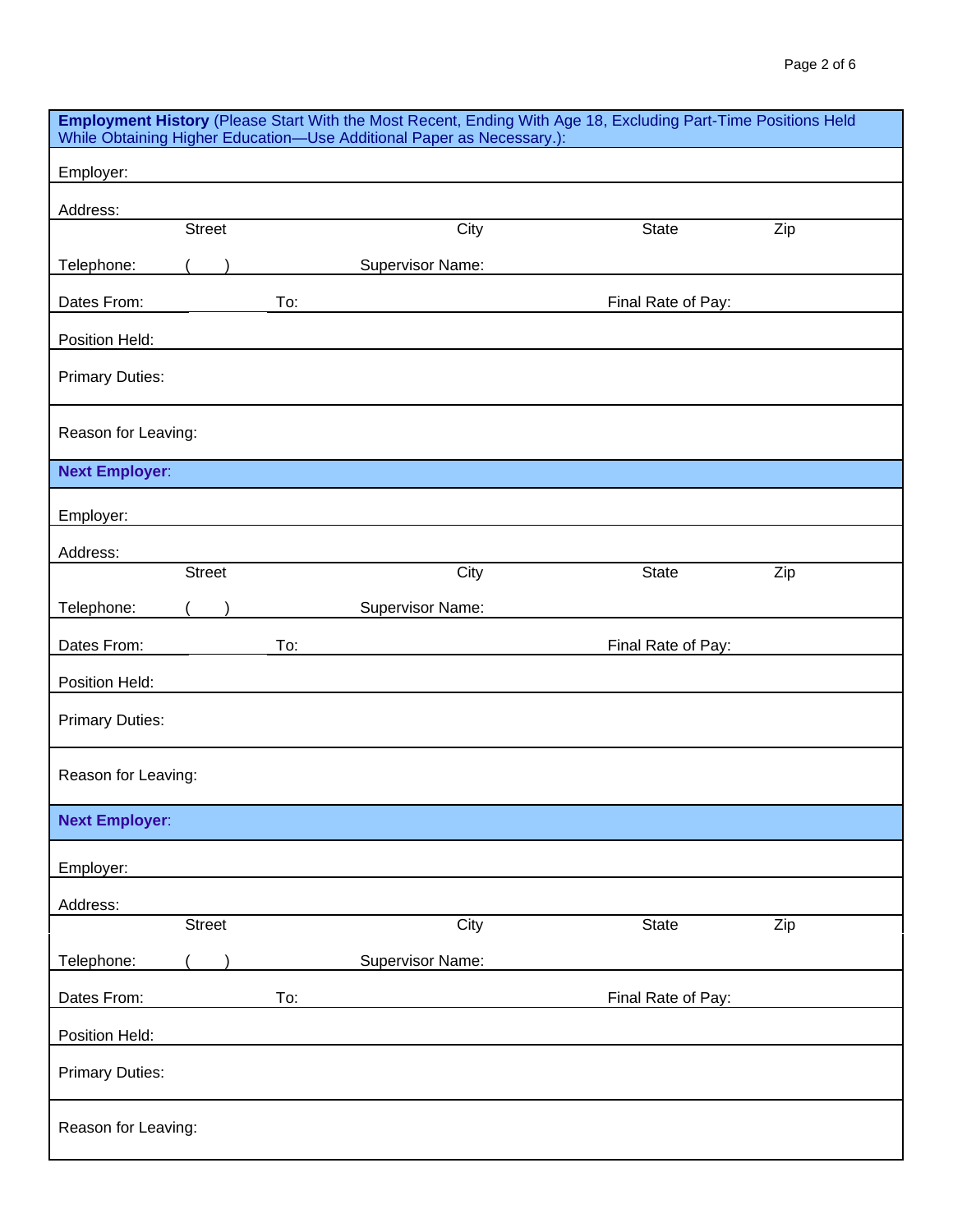**Employment History** (Please Start With the Most Recent, Ending With Age 18, Excluding Part-Time Positions Held While Obtaining Higher Education—Use Additional Paper as Necessary.):

Employer:

Address:

Street City State Zip

Telephone: ( ) Supervisor Name:

Dates From: To: Final Rate of Pay:

Position Held:

Primary Duties:

Reason for Leaving:

**Next Employer**:

Employer:

Address:

Street City State Zip

Telephone: ( ) Supervisor Name:

Dates From: To: Final Rate of Pay:

Position Held:

Primary Duties:

Reason for Leaving:

**Next Employer**:

Employer:

Address:

Street City State Zip

Telephone: ( ) Supervisor Name:

Dates From: To: Final Rate of Pay:

Position Held:

Primary Duties:

Reason for Leaving: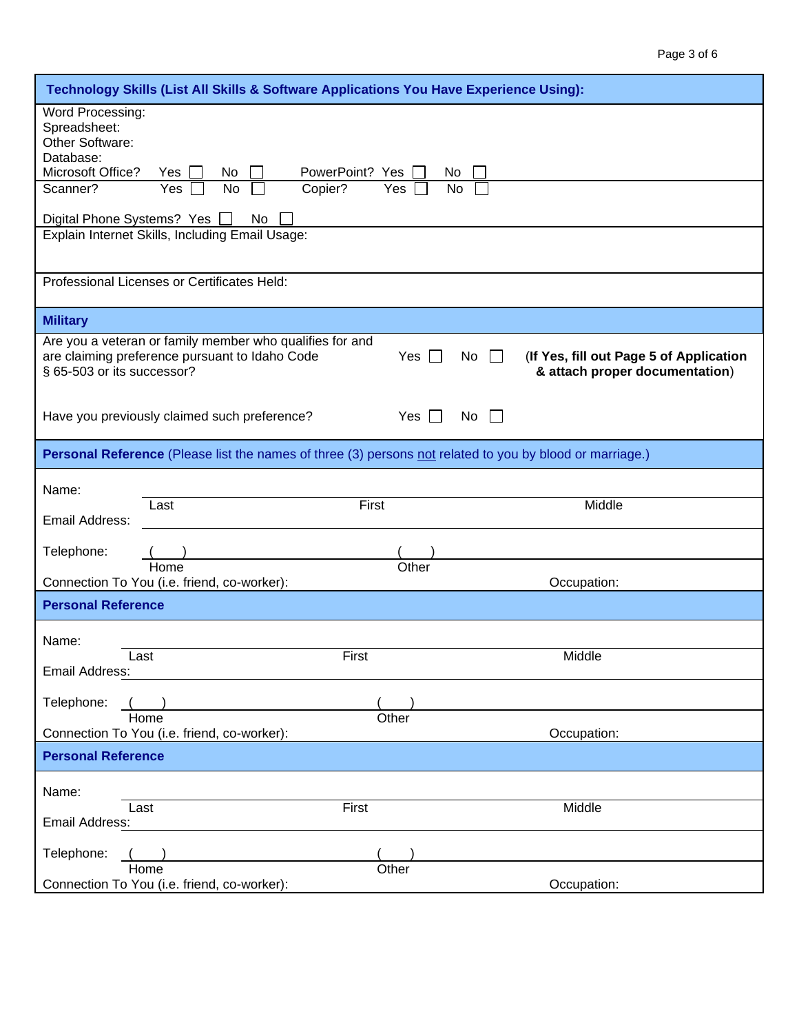## Technology Skills (List All Skills & Software Applications You Have Experience Using):

Word Processing:
Spreadsheet:
Other Software:
Database:
Microsoft Office? Yes ☐ No ☐ PowerPoint? Yes ☐ No ☐

Scanner? Yes ☐ No ☐ Copier? Yes ☐ No ☐

Digital Phone Systems? Yes ☐ No ☐

Explain Internet Skills, Including Email Usage:

Professional Licenses or Certificates Held:

## Military

Are you a veteran or family member who qualifies for and are claiming preference pursuant to Idaho Code § 65-503 or its successor? Yes ☐ No ☐ (**If Yes, fill out Page 5 of Application & attach proper documentation**)

Have you previously claimed such preference? Yes ☐ No ☐

## Personal Reference (Please list the names of three (3) persons not related to you by blood or marriage.)

Name: ______________________________
Last First Middle

Email Address: ______________________________

Telephone: ( ) ______________ ( ) ______________
Home Other

Connection To You (i.e. friend, co-worker): Occupation:

## Personal Reference

Name: ______________________________
Last First Middle

Email Address: ______________________________

Telephone: ( ) ______________ ( ) ______________
Home Other

Connection To You (i.e. friend, co-worker): Occupation:

## Personal Reference

Name: ______________________________
Last First Middle

Email Address: ______________________________

Telephone: ( ) ______________ ( ) ______________
Home Other

Connection To You (i.e. friend, co-worker): Occupation: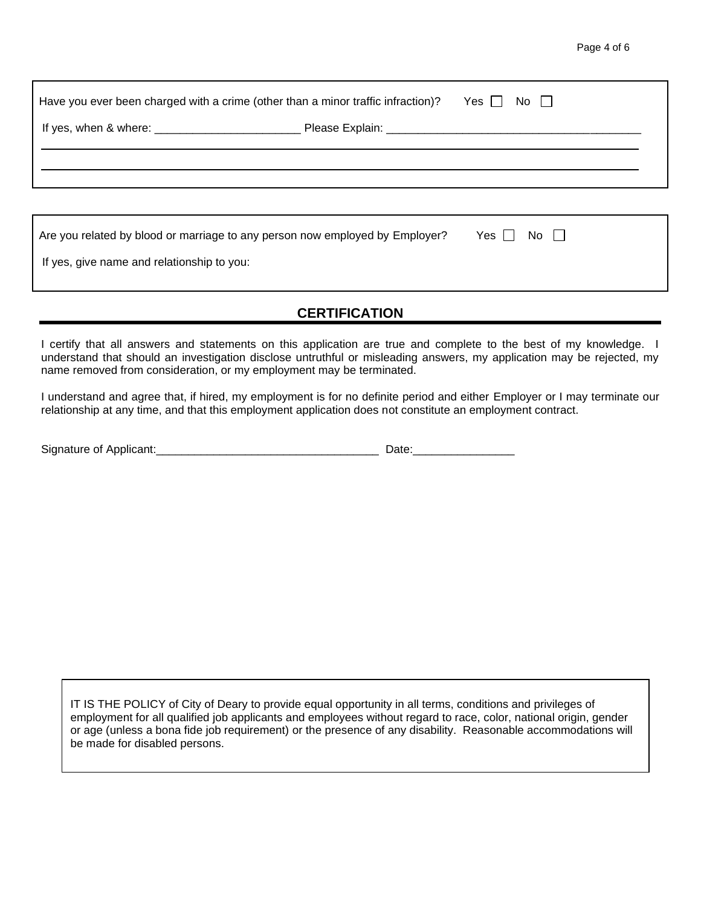Have you ever been charged with a crime (other than a minor traffic infraction)? Yes ☐ No ☐

If yes, when & where: _______________________ Please Explain: ________________________________________

_____________________________________________________________________________________________

_____________________________________________________________________________________________

Are you related by blood or marriage to any person now employed by Employer? Yes ☐ No ☐

If yes, give name and relationship to you:

## CERTIFICATION

I certify that all answers and statements on this application are true and complete to the best of my knowledge. I understand that should an investigation disclose untruthful or misleading answers, my application may be rejected, my name removed from consideration, or my employment may be terminated.

I understand and agree that, if hired, my employment is for no definite period and either Employer or I may terminate our relationship at any time, and that this employment application does not constitute an employment contract.

Signature of Applicant:___________________________________ Date:________________

IT IS THE POLICY of City of Deary to provide equal opportunity in all terms, conditions and privileges of employment for all qualified job applicants and employees without regard to race, color, national origin, gender or age (unless a bona fide job requirement) or the presence of any disability. Reasonable accommodations will be made for disabled persons.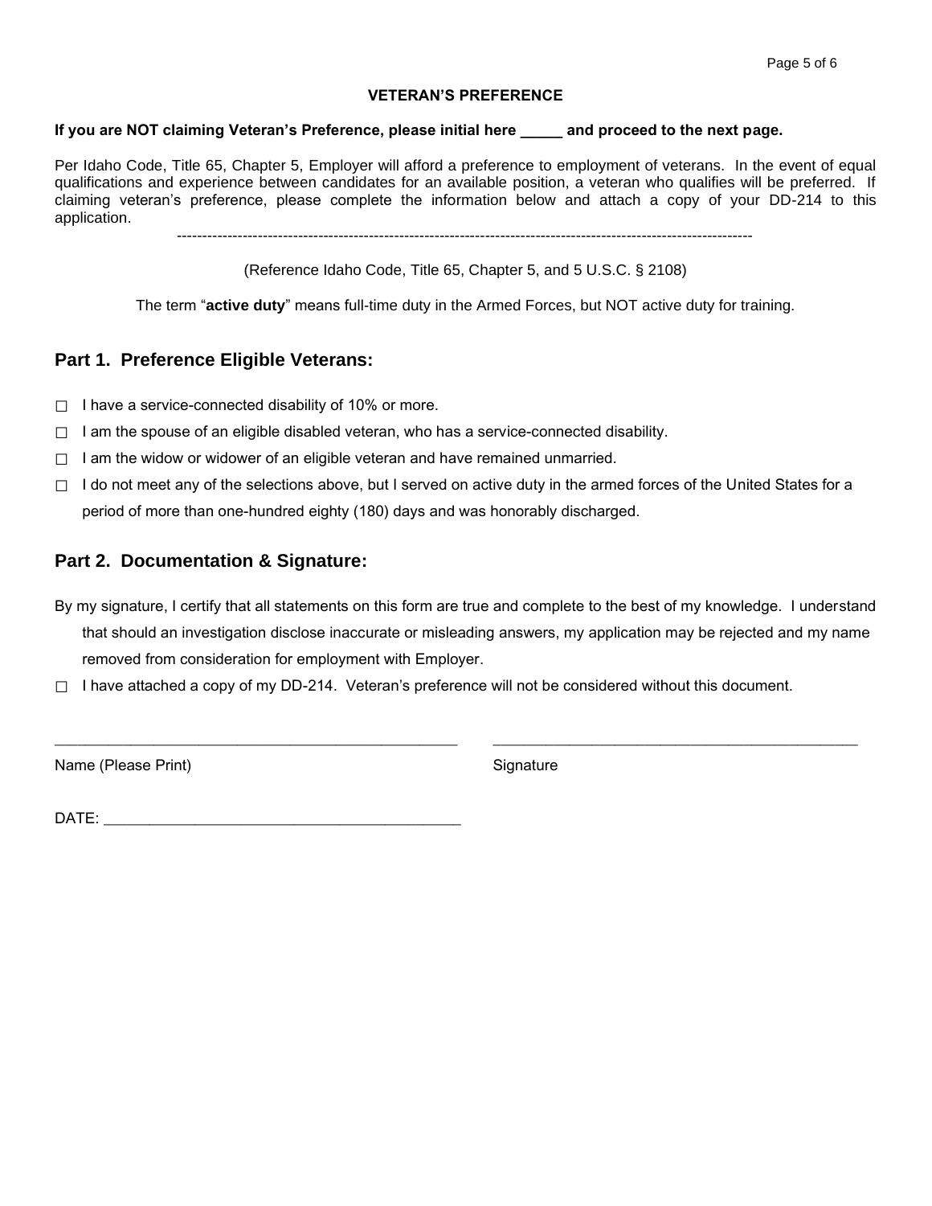**VETERAN'S PREFERENCE**

**If you are NOT claiming Veteran's Preference, please initial here _____ and proceed to the next page.**

Per Idaho Code, Title 65, Chapter 5, Employer will afford a preference to employment of veterans. In the event of equal qualifications and experience between candidates for an available position, a veteran who qualifies will be preferred. If claiming veteran's preference, please complete the information below and attach a copy of your DD-214 to this application.

---

(Reference Idaho Code, Title 65, Chapter 5, and 5 U.S.C. § 2108)

The term "**active duty**" means full-time duty in the Armed Forces, but NOT active duty for training.

## Part 1. Preference Eligible Veterans:

☐ I have a service-connected disability of 10% or more.

☐ I am the spouse of an eligible disabled veteran, who has a service-connected disability.

☐ I am the widow or widower of an eligible veteran and have remained unmarried.

☐ I do not meet any of the selections above, but I served on active duty in the armed forces of the United States for a period of more than one-hundred eighty (180) days and was honorably discharged.

## Part 2. Documentation & Signature:

By my signature, I certify that all statements on this form are true and complete to the best of my knowledge. I understand that should an investigation disclose inaccurate or misleading answers, my application may be rejected and my name removed from consideration for employment with Employer.

☐ I have attached a copy of my DD-214. Veteran's preference will not be considered without this document.

_______________________________________________ _______________________________________________

Name (Please Print) Signature

DATE: ___________________________________________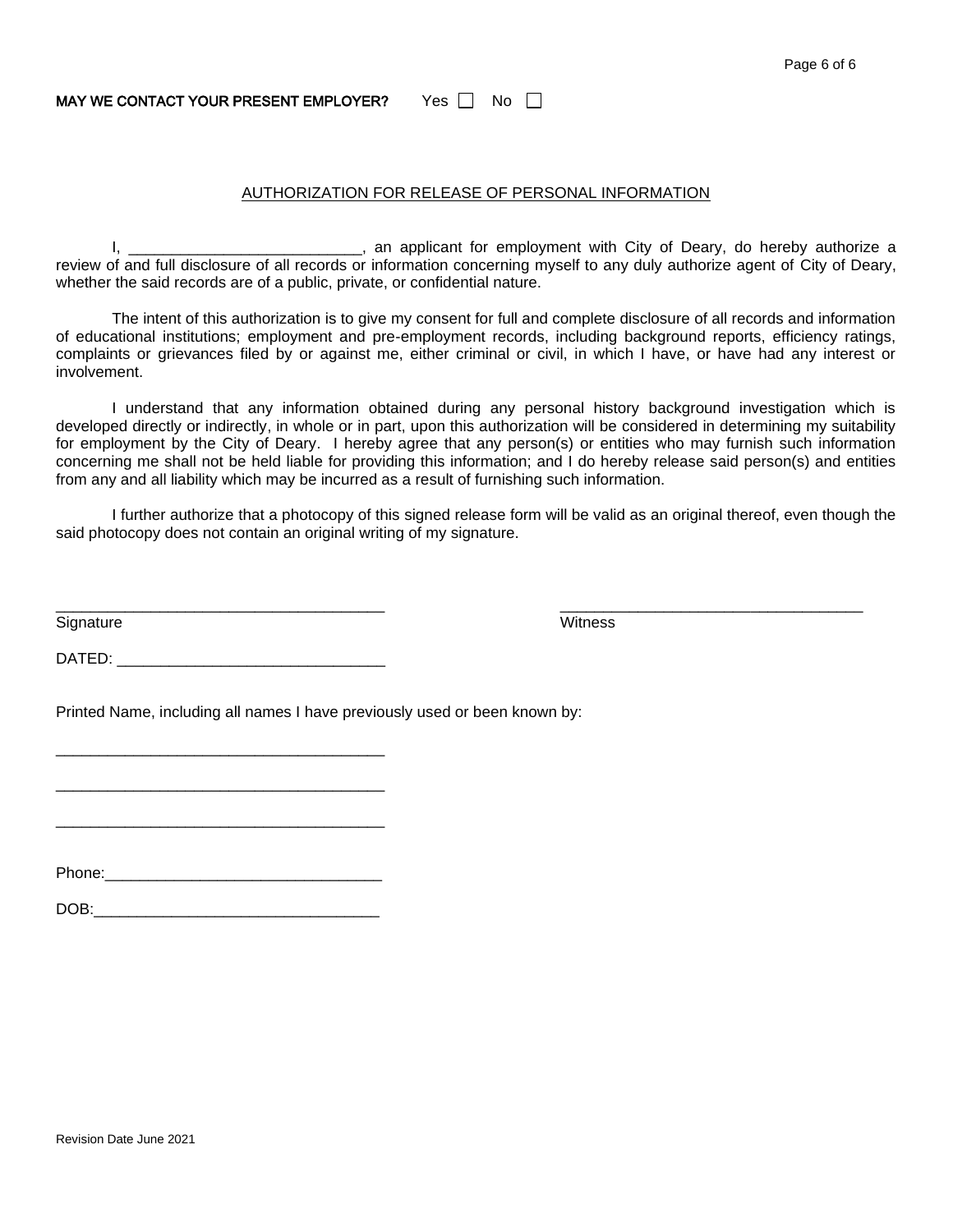**MAY WE CONTACT YOUR PRESENT EMPLOYER?** Yes ☐ No ☐

AUTHORIZATION FOR RELEASE OF PERSONAL INFORMATION

I, ___________________________, an applicant for employment with City of Deary, do hereby authorize a review of and full disclosure of all records or information concerning myself to any duly authorize agent of City of Deary, whether the said records are of a public, private, or confidential nature.

The intent of this authorization is to give my consent for full and complete disclosure of all records and information of educational institutions; employment and pre-employment records, including background reports, efficiency ratings, complaints or grievances filed by or against me, either criminal or civil, in which I have, or have had any interest or involvement.

I understand that any information obtained during any personal history background investigation which is developed directly or indirectly, in whole or in part, upon this authorization will be considered in determining my suitability for employment by the City of Deary. I hereby agree that any person(s) or entities who may furnish such information concerning me shall not be held liable for providing this information; and I do hereby release said person(s) and entities from any and all liability which may be incurred as a result of furnishing such information.

I further authorize that a photocopy of this signed release form will be valid as an original thereof, even though the said photocopy does not contain an original writing of my signature.

_____________________________________ _____________________________________
Signature Witness

DATED: _______________________________

Printed Name, including all names I have previously used or been known by:

_____________________________________

_____________________________________

_____________________________________

Phone:_______________________________

DOB:_________________________________

Revision Date June 2021